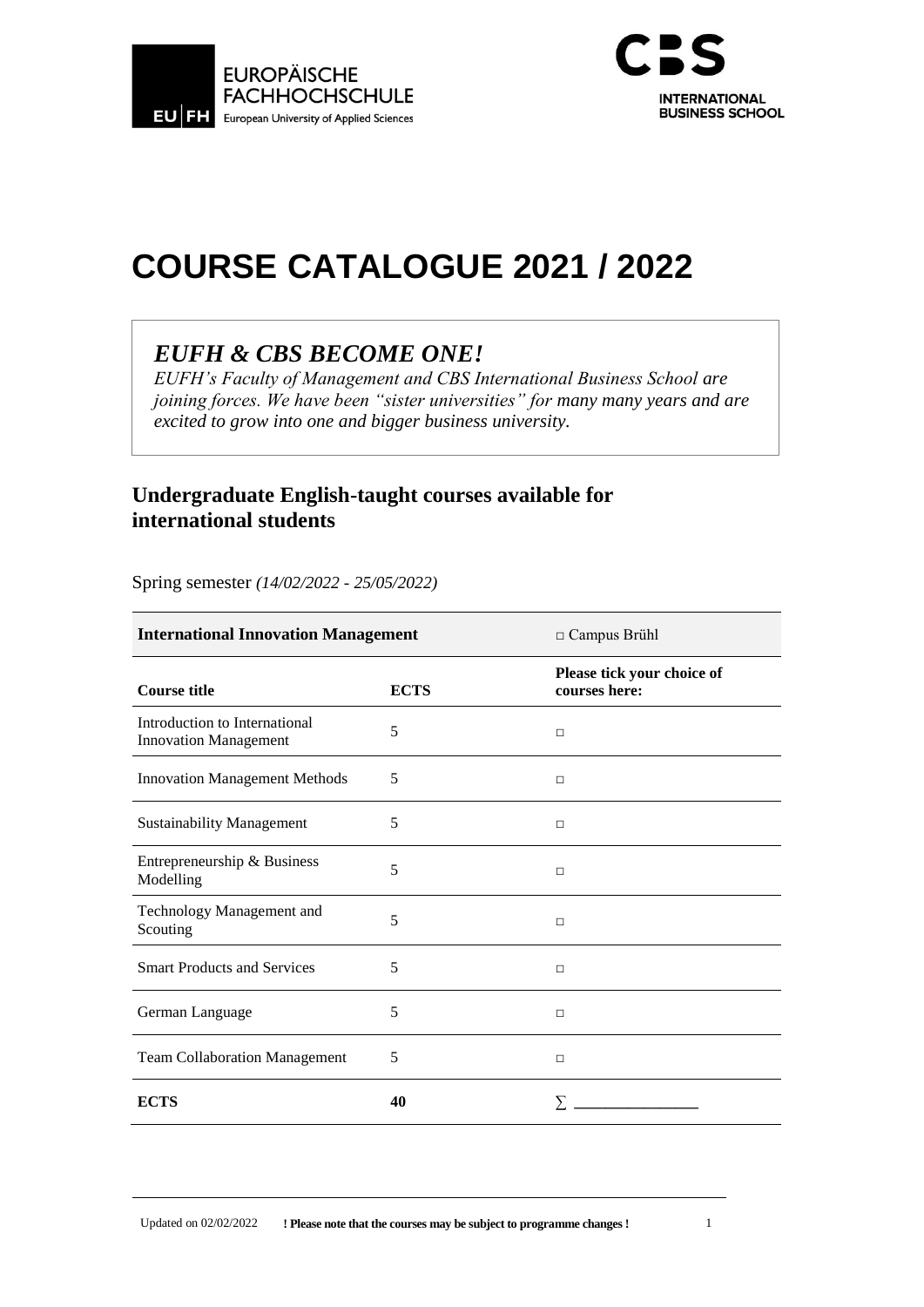EUROPÄISCHE FACHHOCHSCHULE
EU | FH European University of Applied Sciences

CBS INTERNATIONAL BUSINESS SCHOOL

# COURSE CATALOGUE 2021 / 2022

## *EUFH & CBS BECOME ONE!*

*EUFH's Faculty of Management and CBS International Business School are joining forces. We have been "sister universities" for many many years and are excited to grow into one and bigger business university.*

## Undergraduate English-taught courses available for international students

Spring semester *(14/02/2022 - 25/05/2022)*

| **International Innovation Management** | | □ Campus Brühl |
|---|---|---|
| **Course title** | **ECTS** | **Please tick your choice of courses here:** |
| Introduction to International Innovation Management | 5 | □ |
| Innovation Management Methods | 5 | □ |
| Sustainability Management | 5 | □ |
| Entrepreneurship & Business Modelling | 5 | □ |
| Technology Management and Scouting | 5 | □ |
| Smart Products and Services | 5 | □ |
| German Language | 5 | □ |
| Team Collaboration Management | 5 | □ |
| **ECTS** | **40** | ∑ ______________ |

Updated on 02/02/2022 **! Please note that the courses may be subject to programme changes !**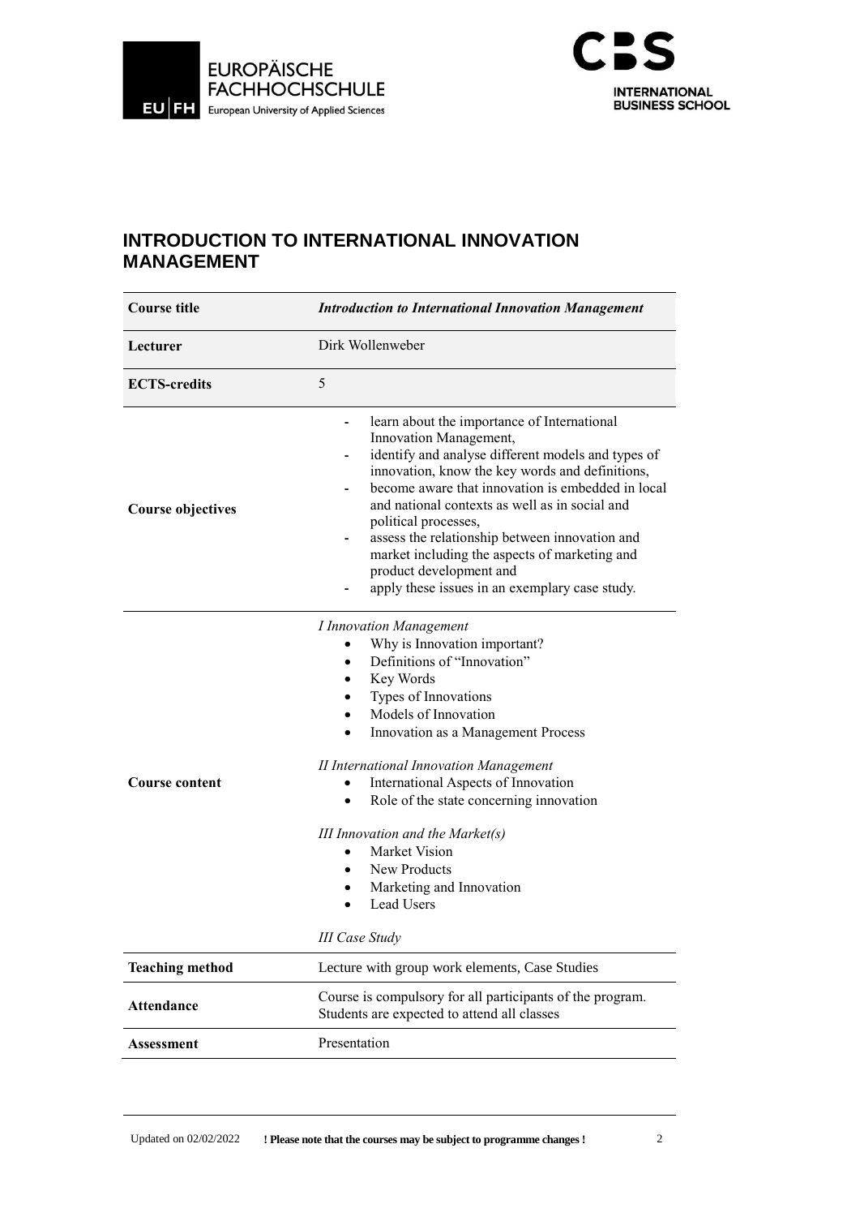## INTRODUCTION TO INTERNATIONAL INNOVATION MANAGEMENT

| **Course title** | ***Introduction to International Innovation Management*** |
|---|---|
| **Lecturer** | Dirk Wollenweber |
| **ECTS-credits** | 5 |
| **Course objectives** | - learn about the importance of International Innovation Management,<br>- identify and analyse different models and types of innovation, know the key words and definitions,<br>- become aware that innovation is embedded in local and national contexts as well as in social and political processes,<br>- assess the relationship between innovation and market including the aspects of marketing and product development and<br>- apply these issues in an exemplary case study. |
| **Course content** | *I Innovation Management*<br>• Why is Innovation important?<br>• Definitions of "Innovation"<br>• Key Words<br>• Types of Innovations<br>• Models of Innovation<br>• Innovation as a Management Process<br><br>*II International Innovation Management*<br>• International Aspects of Innovation<br>• Role of the state concerning innovation<br><br>*III Innovation and the Market(s)*<br>• Market Vision<br>• New Products<br>• Marketing and Innovation<br>• Lead Users<br><br>*III Case Study* |
| **Teaching method** | Lecture with group work elements, Case Studies |
| **Attendance** | Course is compulsory for all participants of the program. Students are expected to attend all classes |
| **Assessment** | Presentation |

Updated on 02/02/2022 **! Please note that the courses may be subject to programme changes !**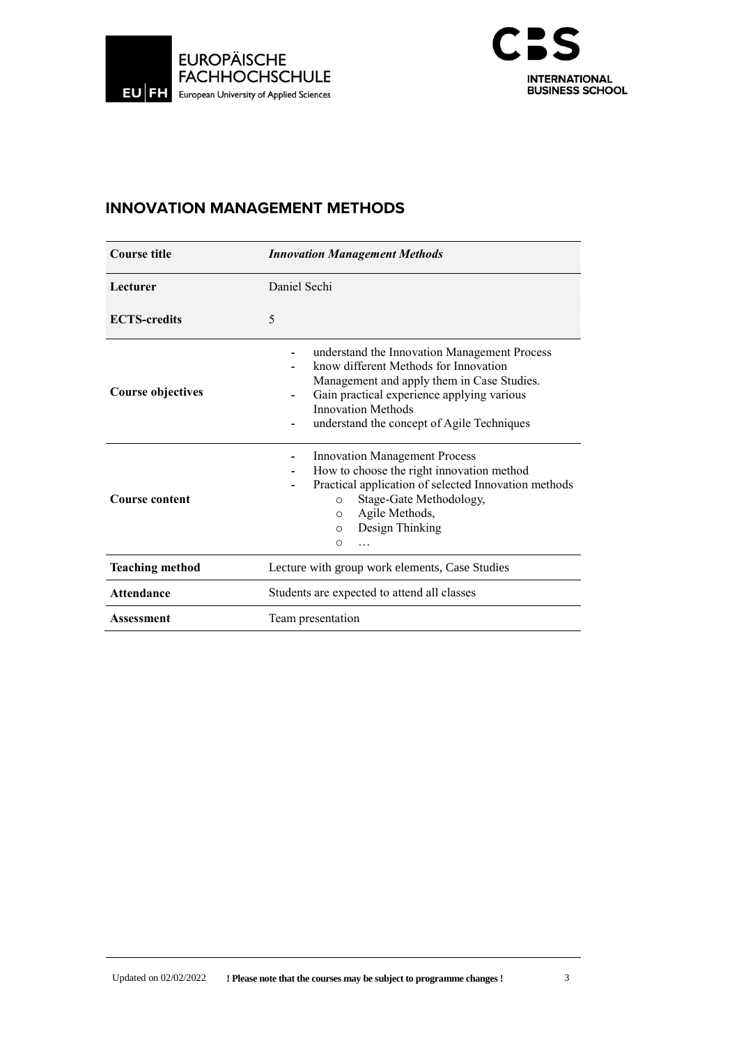## INNOVATION MANAGEMENT METHODS

| Course title | *Innovation Management Methods* |
|---|---|
| **Lecturer** | Daniel Sechi |
| **ECTS-credits** | 5 |
| **Course objectives** | - understand the Innovation Management Process<br>- know different Methods for Innovation Management and apply them in Case Studies.<br>- Gain practical experience applying various Innovation Methods<br>- understand the concept of Agile Techniques |
| **Course content** | - Innovation Management Process<br>- How to choose the right innovation method<br>- Practical application of selected Innovation methods<br>  o Stage-Gate Methodology,<br>  o Agile Methods,<br>  o Design Thinking<br>  o … |
| **Teaching method** | Lecture with group work elements, Case Studies |
| **Attendance** | Students are expected to attend all classes |
| **Assessment** | Team presentation |

Updated on 02/02/2022 **! Please note that the courses may be subject to programme changes !**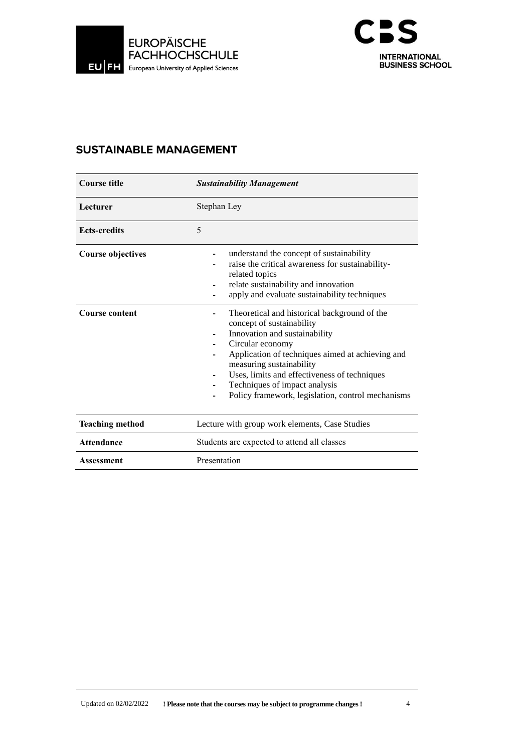## SUSTAINABLE MANAGEMENT

| **Course title** | ***Sustainability Management*** |
|---|---|
| **Lecturer** | Stephan Ley |
| **Ects-credits** | 5 |
| **Course objectives** | - understand the concept of sustainability<br>- raise the critical awareness for sustainability-related topics<br>- relate sustainability and innovation<br>- apply and evaluate sustainability techniques |
| **Course content** | - Theoretical and historical background of the concept of sustainability<br>- Innovation and sustainability<br>- Circular economy<br>- Application of techniques aimed at achieving and measuring sustainability<br>- Uses, limits and effectiveness of techniques<br>- Techniques of impact analysis<br>- Policy framework, legislation, control mechanisms |
| **Teaching method** | Lecture with group work elements, Case Studies |
| **Attendance** | Students are expected to attend all classes |
| **Assessment** | Presentation |

Updated on 02/02/2022 **! Please note that the courses may be subject to programme changes !**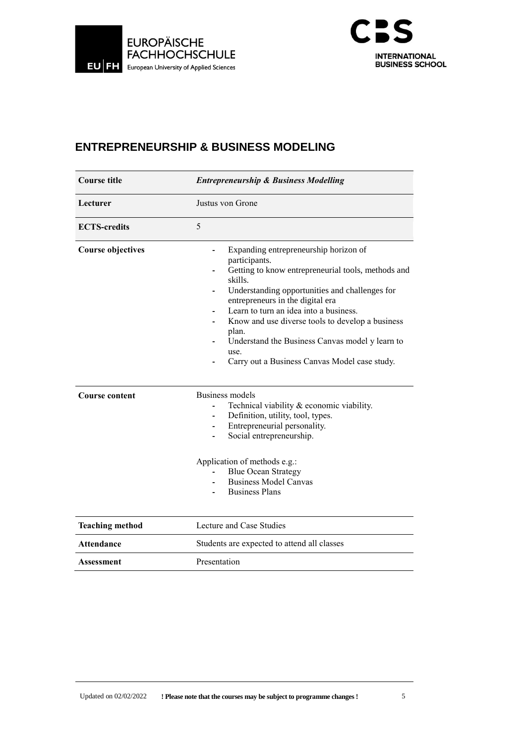## ENTREPRENEURSHIP & BUSINESS MODELING

| **Course title** | ***Entrepreneurship & Business Modelling*** |
|---|---|
| **Lecturer** | Justus von Grone |
| **ECTS-credits** | 5 |
| **Course objectives** | - Expanding entrepreneurship horizon of participants.<br>- Getting to know entrepreneurial tools, methods and skills.<br>- Understanding opportunities and challenges for entrepreneurs in the digital era<br>- Learn to turn an idea into a business.<br>- Know and use diverse tools to develop a business plan.<br>- Understand the Business Canvas model y learn to use.<br>- Carry out a Business Canvas Model case study. |
| **Course content** | Business models<br>- Technical viability & economic viability.<br>- Definition, utility, tool, types.<br>- Entrepreneurial personality.<br>- Social entrepreneurship.<br><br>Application of methods e.g.:<br>- Blue Ocean Strategy<br>- Business Model Canvas<br>- Business Plans |
| **Teaching method** | Lecture and Case Studies |
| **Attendance** | Students are expected to attend all classes |
| **Assessment** | Presentation |

Updated on 02/02/2022 **! Please note that the courses may be subject to programme changes !**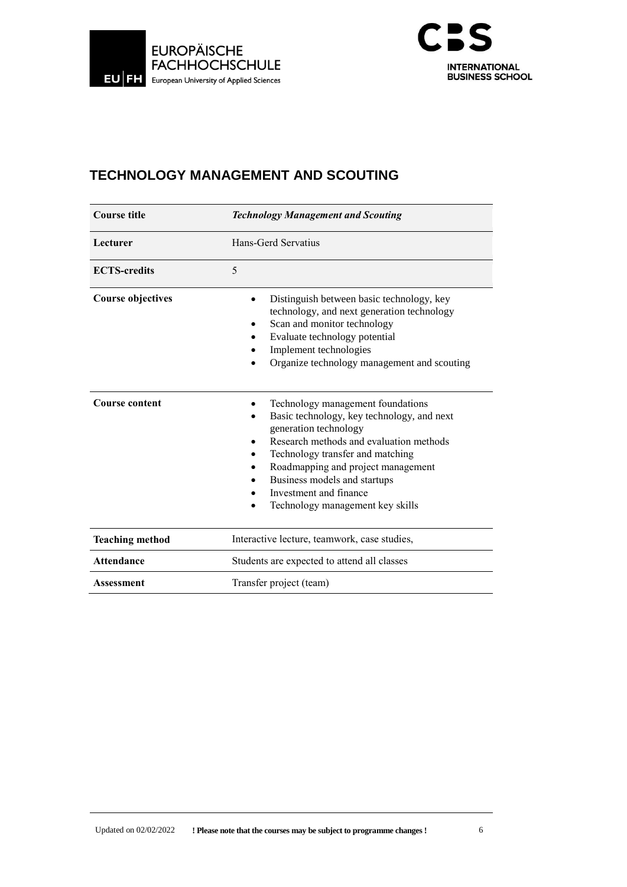## TECHNOLOGY MANAGEMENT AND SCOUTING

| **Course title** | ***Technology Management and Scouting*** |
|---|---|
| **Lecturer** | Hans-Gerd Servatius |
| **ECTS-credits** | 5 |
| **Course objectives** | • Distinguish between basic technology, key technology, and next generation technology<br>• Scan and monitor technology<br>• Evaluate technology potential<br>• Implement technologies<br>• Organize technology management and scouting |
| **Course content** | • Technology management foundations<br>• Basic technology, key technology, and next generation technology<br>• Research methods and evaluation methods<br>• Technology transfer and matching<br>• Roadmapping and project management<br>• Business models and startups<br>• Investment and finance<br>• Technology management key skills |
| **Teaching method** | Interactive lecture, teamwork, case studies, |
| **Attendance** | Students are expected to attend all classes |
| **Assessment** | Transfer project (team) |

Updated on 02/02/2022 **! Please note that the courses may be subject to programme changes !**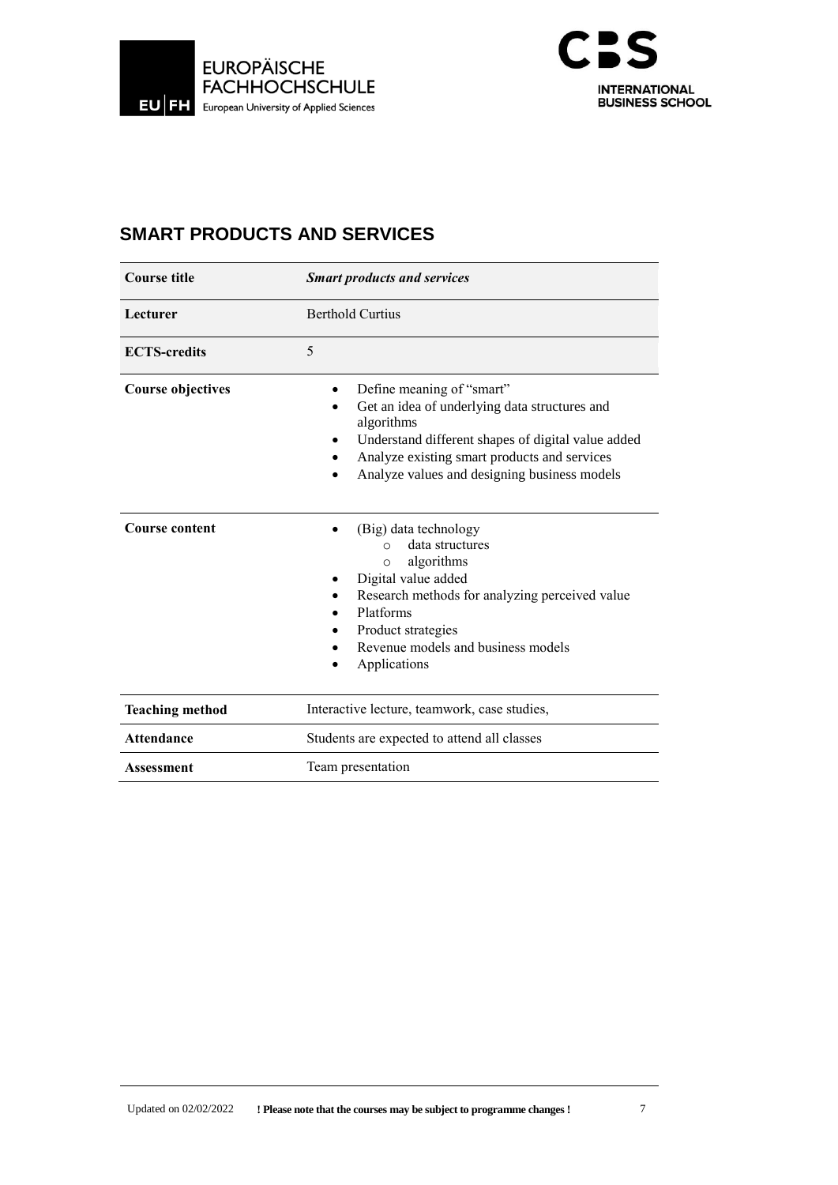## SMART PRODUCTS AND SERVICES

| **Course title** | ***Smart products and services*** |
|---|---|
| **Lecturer** | Berthold Curtius |
| **ECTS-credits** | 5 |
| **Course objectives** | • Define meaning of "smart"<br>• Get an idea of underlying data structures and algorithms<br>• Understand different shapes of digital value added<br>• Analyze existing smart products and services<br>• Analyze values and designing business models |
| **Course content** | • (Big) data technology<br>  ○ data structures<br>  ○ algorithms<br>• Digital value added<br>• Research methods for analyzing perceived value<br>• Platforms<br>• Product strategies<br>• Revenue models and business models<br>• Applications |
| **Teaching method** | Interactive lecture, teamwork, case studies, |
| **Attendance** | Students are expected to attend all classes |
| **Assessment** | Team presentation |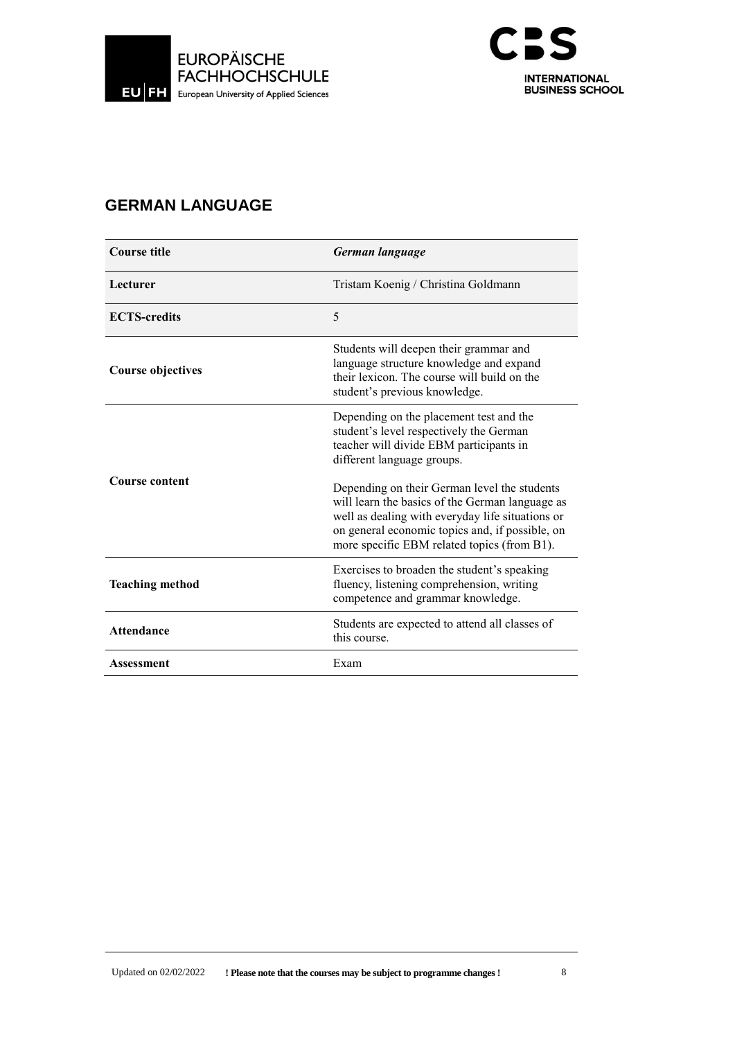## GERMAN LANGUAGE

| **Course title** | ***German language*** |
|---|---|
| **Lecturer** | Tristam Koenig / Christina Goldmann |
| **ECTS-credits** | 5 |
| **Course objectives** | Students will deepen their grammar and language structure knowledge and expand their lexicon. The course will build on the student's previous knowledge. |
| **Course content** | Depending on the placement test and the student's level respectively the German teacher will divide EBM participants in different language groups.<br><br>Depending on their German level the students will learn the basics of the German language as well as dealing with everyday life situations or on general economic topics and, if possible, on more specific EBM related topics (from B1). |
| **Teaching method** | Exercises to broaden the student's speaking fluency, listening comprehension, writing competence and grammar knowledge. |
| **Attendance** | Students are expected to attend all classes of this course. |
| **Assessment** | Exam |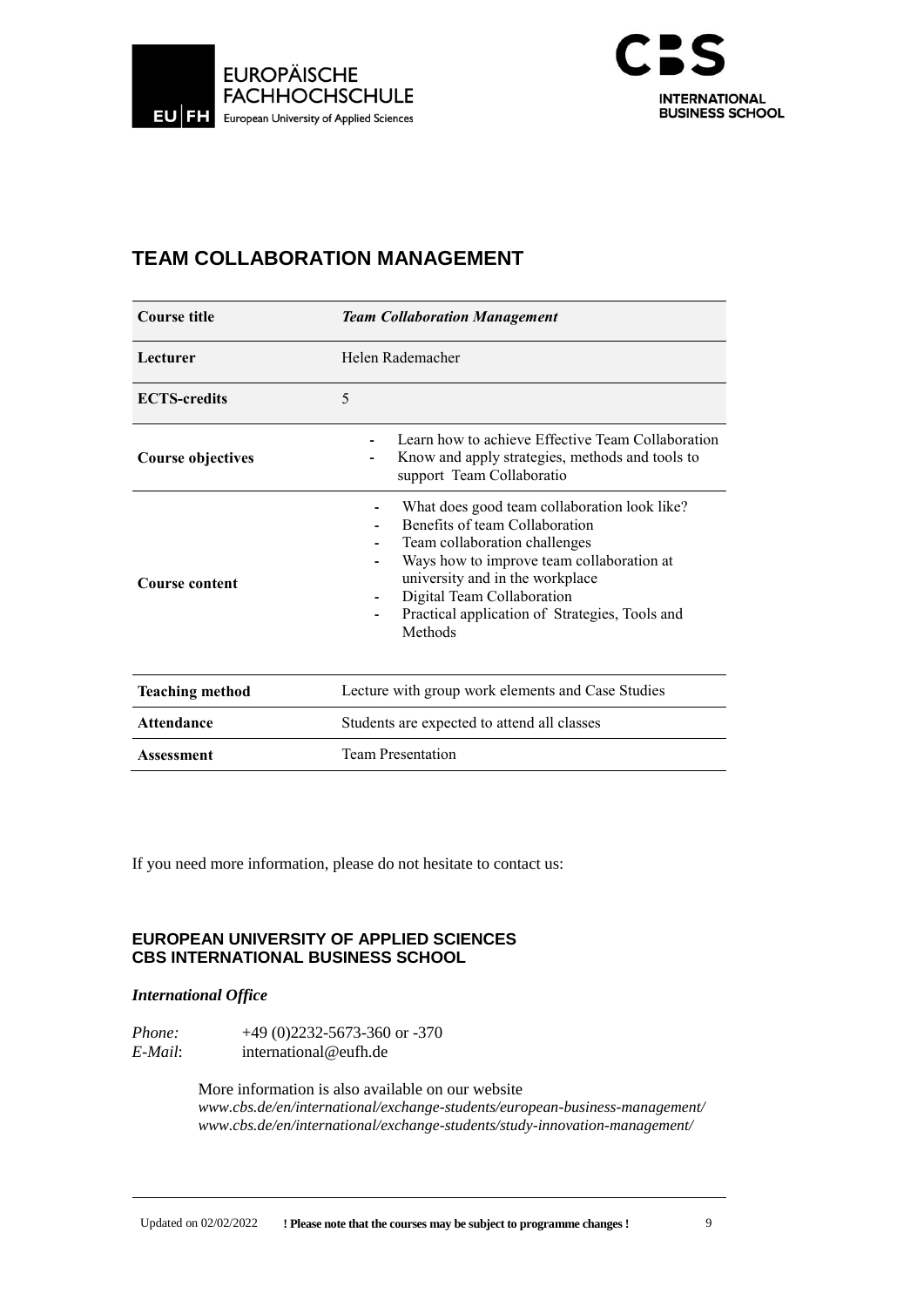## TEAM COLLABORATION MANAGEMENT

| | |
|---|---|
| **Course title** | ***Team Collaboration Management*** |
| **Lecturer** | Helen Rademacher |
| **ECTS-credits** | 5 |
| **Course objectives** | - Learn how to achieve Effective Team Collaboration<br>- Know and apply strategies, methods and tools to support Team Collaboratio |
| **Course content** | - What does good team collaboration look like?<br>- Benefits of team Collaboration<br>- Team collaboration challenges<br>- Ways how to improve team collaboration at university and in the workplace<br>- Digital Team Collaboration<br>- Practical application of Strategies, Tools and Methods |
| **Teaching method** | Lecture with group work elements and Case Studies |
| **Attendance** | Students are expected to attend all classes |
| **Assessment** | Team Presentation |

If you need more information, please do not hesitate to contact us:

**EUROPEAN UNIVERSITY OF APPLIED SCIENCES**
**CBS INTERNATIONAL BUSINESS SCHOOL**

***International Office***

*Phone:* +49 (0)2232-5673-360 or -370
*E-Mail*: international@eufh.de

More information is also available on our website
*www.cbs.de/en/international/exchange-students/european-business-management/*
*www.cbs.de/en/international/exchange-students/study-innovation-management/*

Updated on 02/02/2022 **! Please note that the courses may be subject to programme changes !**